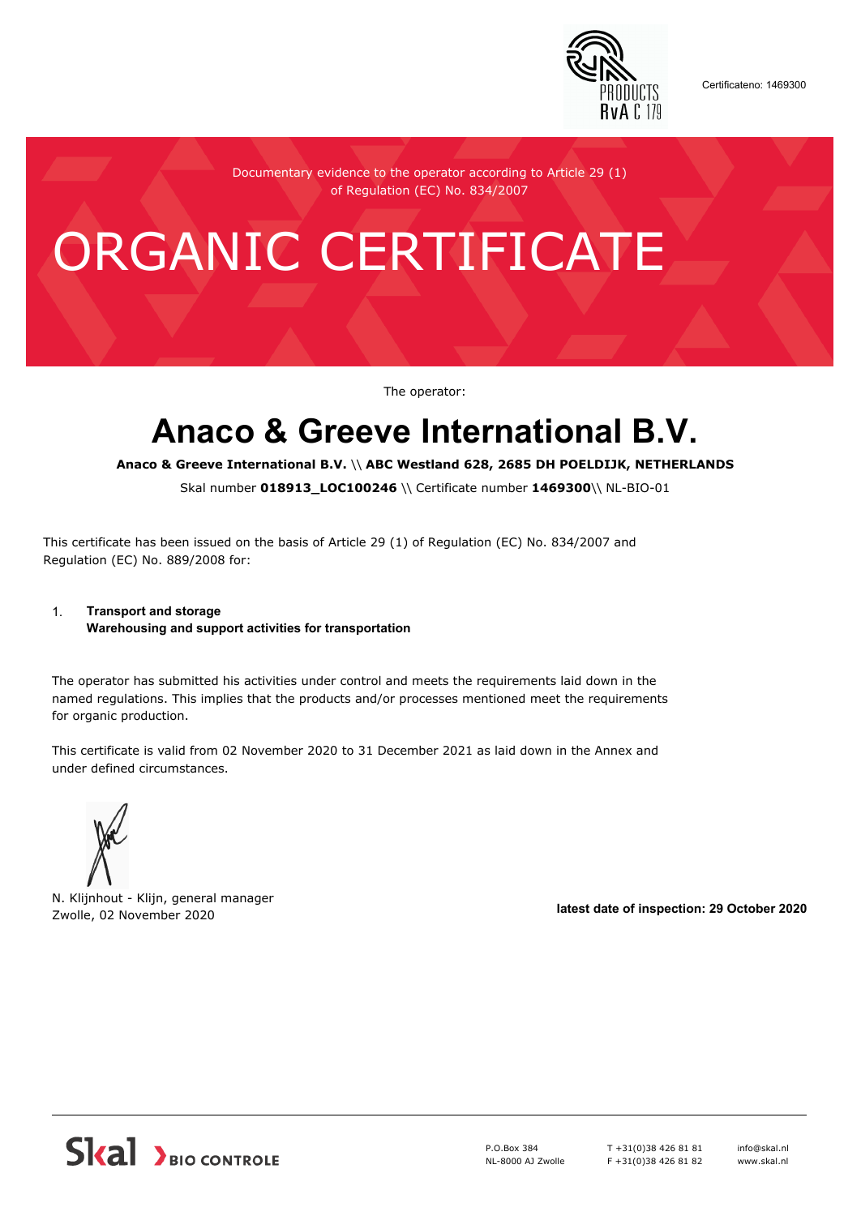Certificateno: 1469300

Documentary evidence to the operator according to Article 29 (1) of Regulation (EC) No. 834/2007

# ORGANIC CERTIFICATE

The operator:

## Anaco & Greeve International B.V.

**Anaco & Greeve International B.V.** \\ **ABC Westland 628, 2685 DH POELDIJK, NETHERLANDS**

Skal number **018913_LOC100246** \\ Certificate number **1469300**\\ NL-BIO-01

This certificate has been issued on the basis of Article 29 (1) of Regulation (EC) No. 834/2007 and Regulation (EC) No. 889/2008 for:

1. **Transport and storage**
   **Warehousing and support activities for transportation**

The operator has submitted his activities under control and meets the requirements laid down in the named regulations. This implies that the products and/or processes mentioned meet the requirements for organic production.

This certificate is valid from 02 November 2020 to 31 December 2021 as laid down in the Annex and under defined circumstances.

N. Klijnhout - Klijn, general manager
Zwolle, 02 November 2020

**latest date of inspection: 29 October 2020**

Skal BIO CONTROLE

P.O.Box 384
NL-8000 AJ Zwolle

T +31(0)38 426 81 81
F +31(0)38 426 81 82

info@skal.nl
www.skal.nl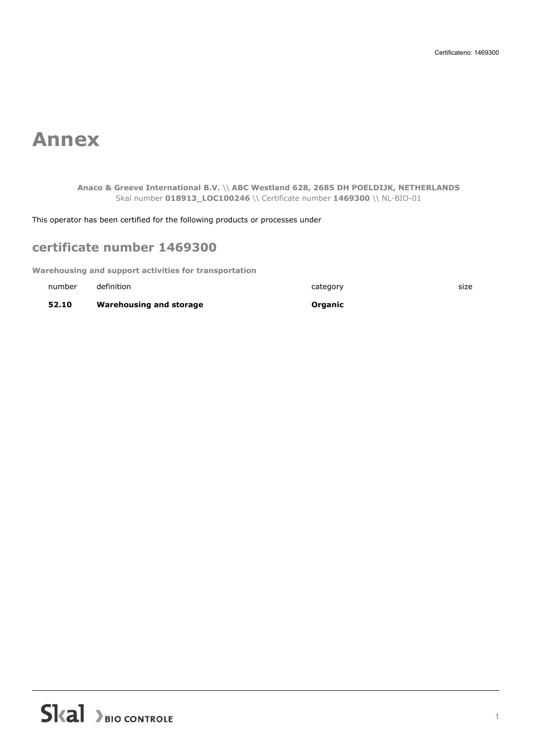# Annex

**Anaco & Greeve International B.V.** \\ **ABC Westland 628, 2685 DH POELDIJK, NETHERLANDS**
Skal number **018913_LOC100246** \\ Certificate number **1469300** \\ NL-BIO-01

This operator has been certified for the following products or processes under

## certificate number 1469300

**Warehousing and support activities for transportation**

| number | definition | category | size |
|---|---|---|---|
| **52.10** | **Warehousing and storage** | **Organic** | |